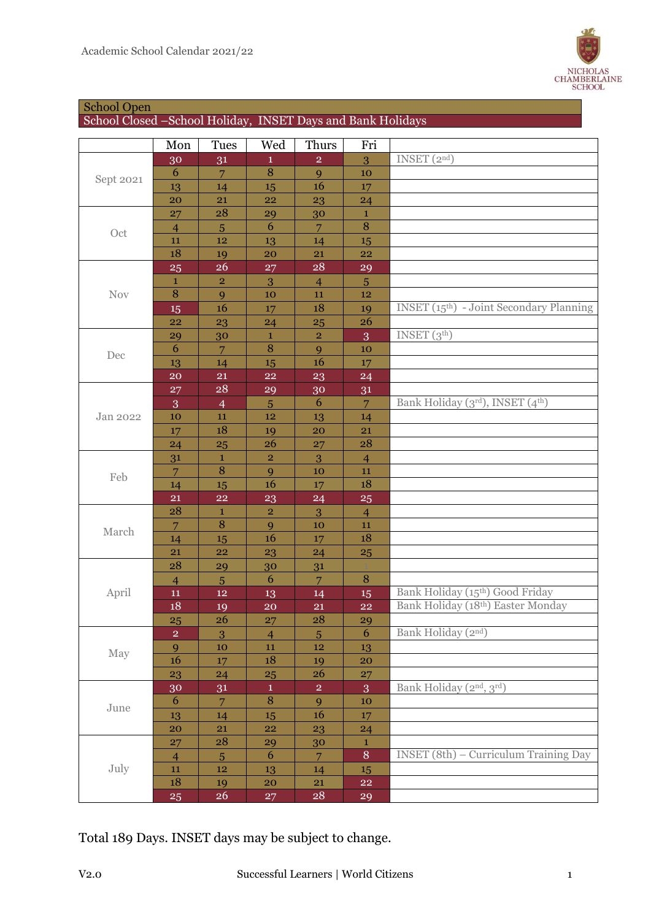Academic School Calendar 2021/22

NICHOLAS CHAMBERLAINE SCHOOL

School Open

School Closed – School Holiday, INSET Days and Bank Holidays

| | Mon | Tues | Wed | Thurs | Fri | |
|---|---|---|---|---|---|---|
| Sept 2021 | 30 | 31 | 1 | 2 | 3 | INSET (2nd) |
| | 6 | 7 | 8 | 9 | 10 | |
| | 13 | 14 | 15 | 16 | 17 | |
| | 20 | 21 | 22 | 23 | 24 | |
| Oct | 27 | 28 | 29 | 30 | 1 | |
| | 4 | 5 | 6 | 7 | 8 | |
| | 11 | 12 | 13 | 14 | 15 | |
| | 18 | 19 | 20 | 21 | 22 | |
| Nov | 25 | 26 | 27 | 28 | 29 | |
| | 1 | 2 | 3 | 4 | 5 | |
| | 8 | 9 | 10 | 11 | 12 | |
| | 15 | 16 | 17 | 18 | 19 | INSET (15th) - Joint Secondary Planning |
| | 22 | 23 | 24 | 25 | 26 | |
| Dec | 29 | 30 | 1 | 2 | 3 | INSET (3th) |
| | 6 | 7 | 8 | 9 | 10 | |
| | 13 | 14 | 15 | 16 | 17 | |
| | 20 | 21 | 22 | 23 | 24 | |
| Jan 2022 | 27 | 28 | 29 | 30 | 31 | |
| | 3 | 4 | 5 | 6 | 7 | Bank Holiday (3rd), INSET (4th) |
| | 10 | 11 | 12 | 13 | 14 | |
| | 17 | 18 | 19 | 20 | 21 | |
| | 24 | 25 | 26 | 27 | 28 | |
| Feb | 31 | 1 | 2 | 3 | 4 | |
| | 7 | 8 | 9 | 10 | 11 | |
| | 14 | 15 | 16 | 17 | 18 | |
| | 21 | 22 | 23 | 24 | 25 | |
| March | 28 | 1 | 2 | 3 | 4 | |
| | 7 | 8 | 9 | 10 | 11 | |
| | 14 | 15 | 16 | 17 | 18 | |
| | 21 | 22 | 23 | 24 | 25 | |
| April | 28 | 29 | 30 | 31 | 1 | |
| | 4 | 5 | 6 | 7 | 8 | |
| | 11 | 12 | 13 | 14 | 15 | Bank Holiday (15th) Good Friday |
| | 18 | 19 | 20 | 21 | 22 | Bank Holiday (18th) Easter Monday |
| | 25 | 26 | 27 | 28 | 29 | |
| May | 2 | 3 | 4 | 5 | 6 | Bank Holiday (2nd) |
| | 9 | 10 | 11 | 12 | 13 | |
| | 16 | 17 | 18 | 19 | 20 | |
| | 23 | 24 | 25 | 26 | 27 | |
| June | 30 | 31 | 1 | 2 | 3 | Bank Holiday (2nd, 3rd) |
| | 6 | 7 | 8 | 9 | 10 | |
| | 13 | 14 | 15 | 16 | 17 | |
| | 20 | 21 | 22 | 23 | 24 | |
| July | 27 | 28 | 29 | 30 | 1 | |
| | 4 | 5 | 6 | 7 | 8 | INSET (8th) – Curriculum Training Day |
| | 11 | 12 | 13 | 14 | 15 | |
| | 18 | 19 | 20 | 21 | 22 | |
| | 25 | 26 | 27 | 28 | 29 | |

Total 189 Days. INSET days may be subject to change.

V2.0 Successful Learners | World Citizens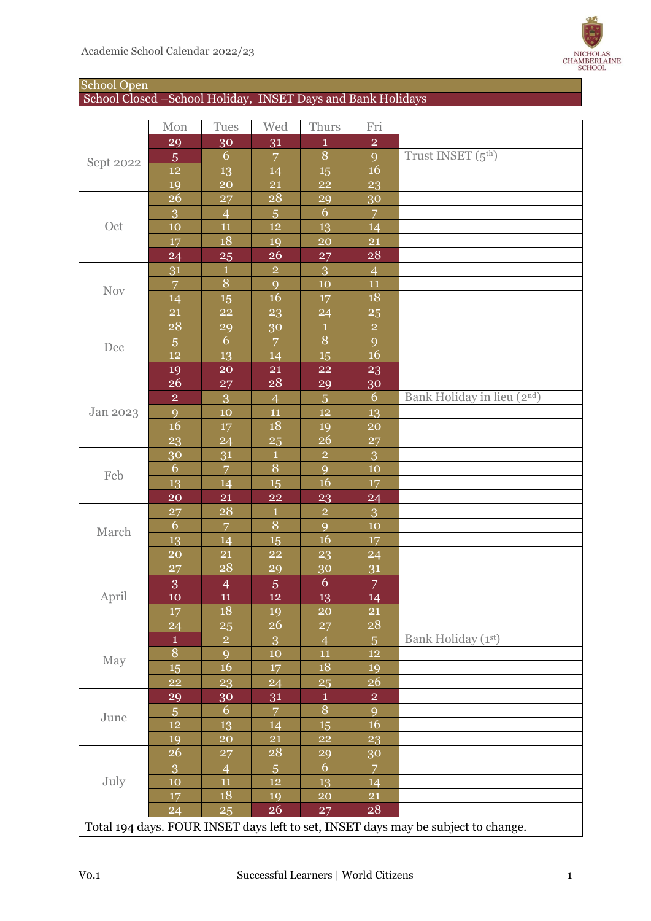Academic School Calendar 2022/23

School Open

School Closed –School Holiday, INSET Days and Bank Holidays

| | Mon | Tues | Wed | Thurs | Fri | |
|---|---|---|---|---|---|---|
| Sept 2022 | 29 | 30 | 31 | 1 | 2 | |
| | 5 | 6 | 7 | 8 | 9 | Trust INSET (5th) |
| | 12 | 13 | 14 | 15 | 16 | |
| | 19 | 20 | 21 | 22 | 23 | |
| Oct | 26 | 27 | 28 | 29 | 30 | |
| | 3 | 4 | 5 | 6 | 7 | |
| | 10 | 11 | 12 | 13 | 14 | |
| | 17 | 18 | 19 | 20 | 21 | |
| | 24 | 25 | 26 | 27 | 28 | |
| Nov | 31 | 1 | 2 | 3 | 4 | |
| | 7 | 8 | 9 | 10 | 11 | |
| | 14 | 15 | 16 | 17 | 18 | |
| | 21 | 22 | 23 | 24 | 25 | |
| Dec | 28 | 29 | 30 | 1 | 2 | |
| | 5 | 6 | 7 | 8 | 9 | |
| | 12 | 13 | 14 | 15 | 16 | |
| | 19 | 20 | 21 | 22 | 23 | |
| Jan 2023 | 26 | 27 | 28 | 29 | 30 | |
| | 2 | 3 | 4 | 5 | 6 | Bank Holiday in lieu (2nd) |
| | 9 | 10 | 11 | 12 | 13 | |
| | 16 | 17 | 18 | 19 | 20 | |
| | 23 | 24 | 25 | 26 | 27 | |
| Feb | 30 | 31 | 1 | 2 | 3 | |
| | 6 | 7 | 8 | 9 | 10 | |
| | 13 | 14 | 15 | 16 | 17 | |
| | 20 | 21 | 22 | 23 | 24 | |
| March | 27 | 28 | 1 | 2 | 3 | |
| | 6 | 7 | 8 | 9 | 10 | |
| | 13 | 14 | 15 | 16 | 17 | |
| | 20 | 21 | 22 | 23 | 24 | |
| April | 27 | 28 | 29 | 30 | 31 | |
| | 3 | 4 | 5 | 6 | 7 | |
| | 10 | 11 | 12 | 13 | 14 | |
| | 17 | 18 | 19 | 20 | 21 | |
| | 24 | 25 | 26 | 27 | 28 | |
| May | 1 | 2 | 3 | 4 | 5 | Bank Holiday (1st) |
| | 8 | 9 | 10 | 11 | 12 | |
| | 15 | 16 | 17 | 18 | 19 | |
| | 22 | 23 | 24 | 25 | 26 | |
| June | 29 | 30 | 31 | 1 | 2 | |
| | 5 | 6 | 7 | 8 | 9 | |
| | 12 | 13 | 14 | 15 | 16 | |
| | 19 | 20 | 21 | 22 | 23 | |
| July | 26 | 27 | 28 | 29 | 30 | |
| | 3 | 4 | 5 | 6 | 7 | |
| | 10 | 11 | 12 | 13 | 14 | |
| | 17 | 18 | 19 | 20 | 21 | |
| | 24 | 25 | 26 | 27 | 28 | |

Total 194 days. FOUR INSET days left to set, INSET days may be subject to change.

V0.1 Successful Learners | World Citizens